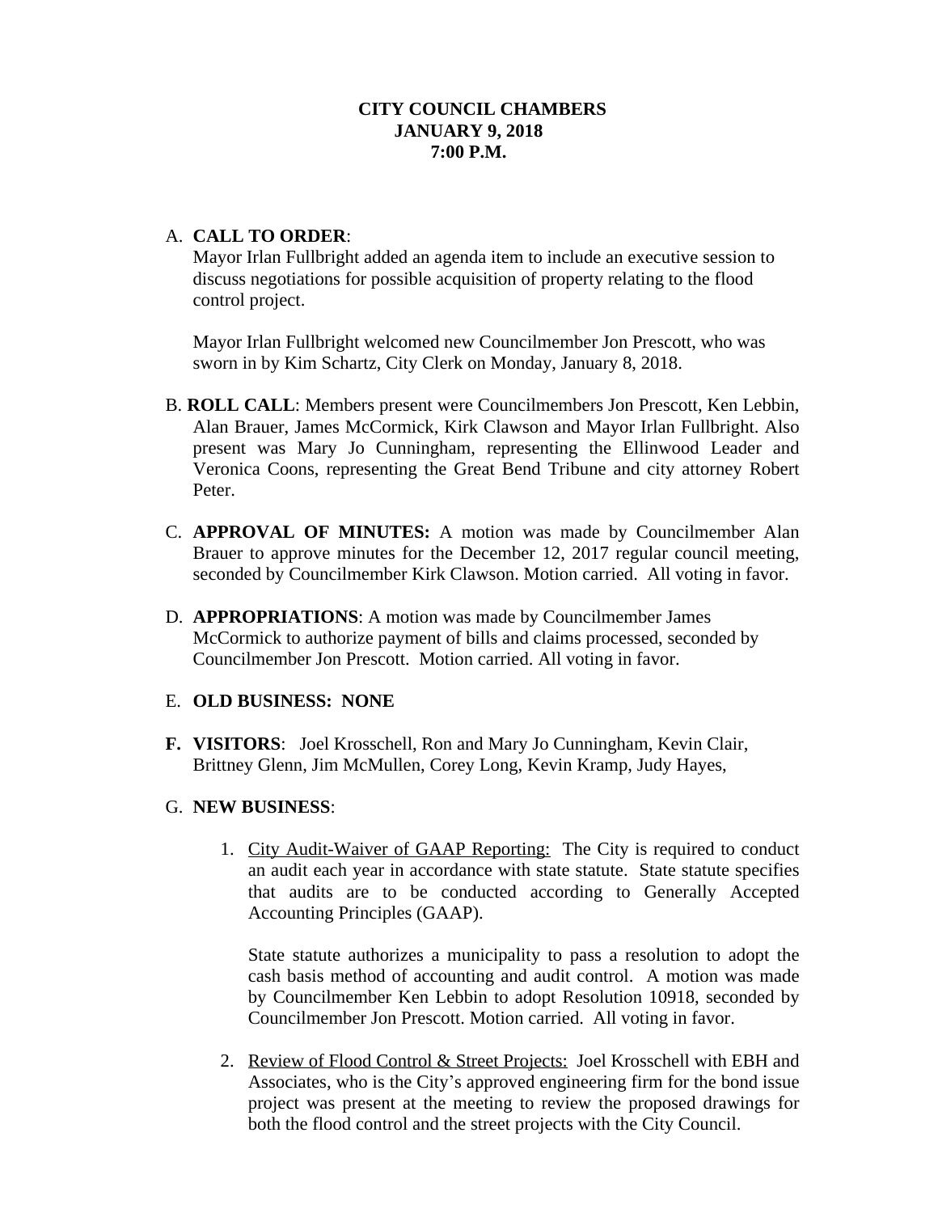**CITY COUNCIL CHAMBERS**
**JANUARY 9, 2018**
**7:00 P.M.**

A. **CALL TO ORDER**:
Mayor Irlan Fullbright added an agenda item to include an executive session to discuss negotiations for possible acquisition of property relating to the flood control project.

Mayor Irlan Fullbright welcomed new Councilmember Jon Prescott, who was sworn in by Kim Schartz, City Clerk on Monday, January 8, 2018.

B. **ROLL CALL**: Members present were Councilmembers Jon Prescott, Ken Lebbin, Alan Brauer, James McCormick, Kirk Clawson and Mayor Irlan Fullbright. Also present was Mary Jo Cunningham, representing the Ellinwood Leader and Veronica Coons, representing the Great Bend Tribune and city attorney Robert Peter.

C. **APPROVAL OF MINUTES:** A motion was made by Councilmember Alan Brauer to approve minutes for the December 12, 2017 regular council meeting, seconded by Councilmember Kirk Clawson. Motion carried. All voting in favor.

D. **APPROPRIATIONS**: A motion was made by Councilmember James McCormick to authorize payment of bills and claims processed, seconded by Councilmember Jon Prescott. Motion carried. All voting in favor.

E. **OLD BUSINESS: NONE**

**F. VISITORS**: Joel Krosschell, Ron and Mary Jo Cunningham, Kevin Clair, Brittney Glenn, Jim McMullen, Corey Long, Kevin Kramp, Judy Hayes,

G. **NEW BUSINESS**:

1. City Audit-Waiver of GAAP Reporting: The City is required to conduct an audit each year in accordance with state statute. State statute specifies that audits are to be conducted according to Generally Accepted Accounting Principles (GAAP).

   State statute authorizes a municipality to pass a resolution to adopt the cash basis method of accounting and audit control. A motion was made by Councilmember Ken Lebbin to adopt Resolution 10918, seconded by Councilmember Jon Prescott. Motion carried. All voting in favor.

2. Review of Flood Control & Street Projects: Joel Krosschell with EBH and Associates, who is the City's approved engineering firm for the bond issue project was present at the meeting to review the proposed drawings for both the flood control and the street projects with the City Council.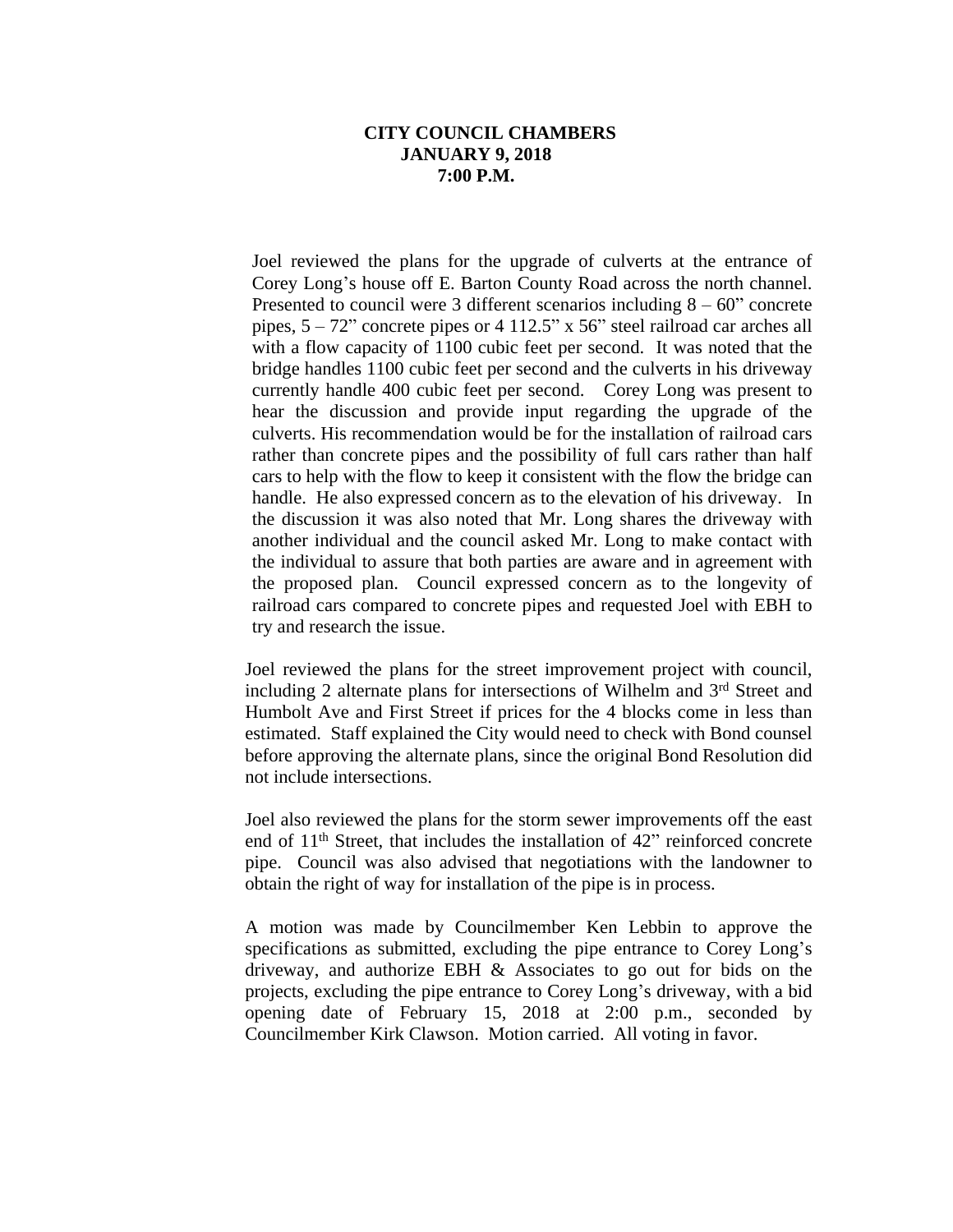**CITY COUNCIL CHAMBERS**
**JANUARY 9, 2018**
**7:00 P.M.**

Joel reviewed the plans for the upgrade of culverts at the entrance of Corey Long's house off E. Barton County Road across the north channel. Presented to council were 3 different scenarios including 8 – 60" concrete pipes, 5 – 72" concrete pipes or 4 112.5" x 56" steel railroad car arches all with a flow capacity of 1100 cubic feet per second. It was noted that the bridge handles 1100 cubic feet per second and the culverts in his driveway currently handle 400 cubic feet per second. Corey Long was present to hear the discussion and provide input regarding the upgrade of the culverts. His recommendation would be for the installation of railroad cars rather than concrete pipes and the possibility of full cars rather than half cars to help with the flow to keep it consistent with the flow the bridge can handle. He also expressed concern as to the elevation of his driveway. In the discussion it was also noted that Mr. Long shares the driveway with another individual and the council asked Mr. Long to make contact with the individual to assure that both parties are aware and in agreement with the proposed plan. Council expressed concern as to the longevity of railroad cars compared to concrete pipes and requested Joel with EBH to try and research the issue.

Joel reviewed the plans for the street improvement project with council, including 2 alternate plans for intersections of Wilhelm and 3rd Street and Humbolt Ave and First Street if prices for the 4 blocks come in less than estimated. Staff explained the City would need to check with Bond counsel before approving the alternate plans, since the original Bond Resolution did not include intersections.

Joel also reviewed the plans for the storm sewer improvements off the east end of 11th Street, that includes the installation of 42" reinforced concrete pipe. Council was also advised that negotiations with the landowner to obtain the right of way for installation of the pipe is in process.

A motion was made by Councilmember Ken Lebbin to approve the specifications as submitted, excluding the pipe entrance to Corey Long's driveway, and authorize EBH & Associates to go out for bids on the projects, excluding the pipe entrance to Corey Long's driveway, with a bid opening date of February 15, 2018 at 2:00 p.m., seconded by Councilmember Kirk Clawson. Motion carried. All voting in favor.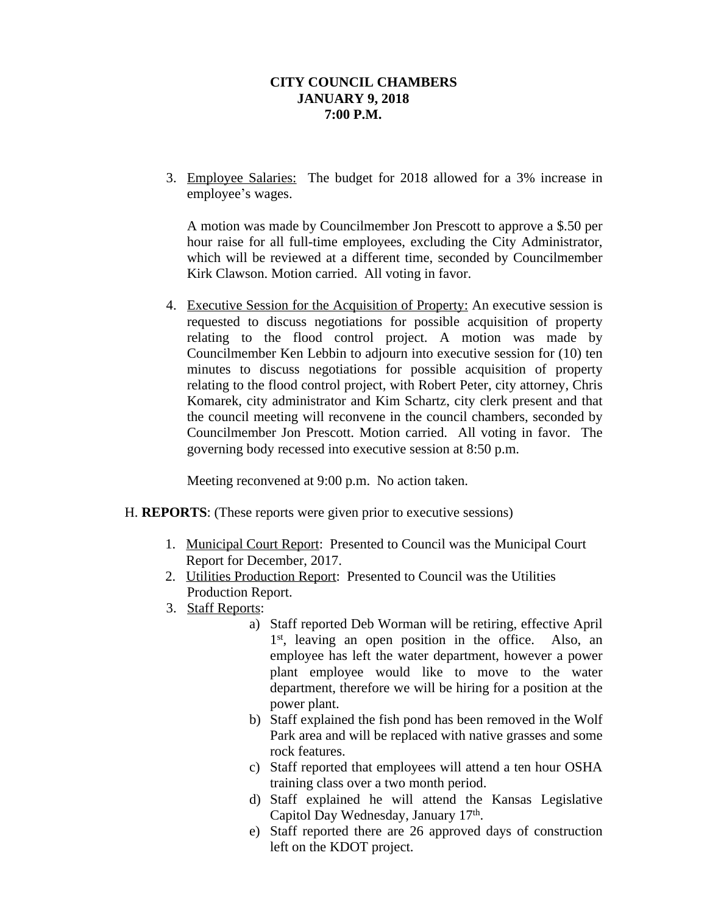**CITY COUNCIL CHAMBERS**
**JANUARY 9, 2018**
**7:00 P.M.**

3. Employee Salaries: The budget for 2018 allowed for a 3% increase in employee's wages.

   A motion was made by Councilmember Jon Prescott to approve a $.50 per hour raise for all full-time employees, excluding the City Administrator, which will be reviewed at a different time, seconded by Councilmember Kirk Clawson. Motion carried. All voting in favor.

4. Executive Session for the Acquisition of Property: An executive session is requested to discuss negotiations for possible acquisition of property relating to the flood control project. A motion was made by Councilmember Ken Lebbin to adjourn into executive session for (10) ten minutes to discuss negotiations for possible acquisition of property relating to the flood control project, with Robert Peter, city attorney, Chris Komarek, city administrator and Kim Schartz, city clerk present and that the council meeting will reconvene in the council chambers, seconded by Councilmember Jon Prescott. Motion carried. All voting in favor. The governing body recessed into executive session at 8:50 p.m.

   Meeting reconvened at 9:00 p.m. No action taken.

H. **REPORTS**: (These reports were given prior to executive sessions)

1. Municipal Court Report: Presented to Council was the Municipal Court Report for December, 2017.
2. Utilities Production Report: Presented to Council was the Utilities Production Report.
3. Staff Reports:
   a) Staff reported Deb Worman will be retiring, effective April 1st, leaving an open position in the office. Also, an employee has left the water department, however a power plant employee would like to move to the water department, therefore we will be hiring for a position at the power plant.
   b) Staff explained the fish pond has been removed in the Wolf Park area and will be replaced with native grasses and some rock features.
   c) Staff reported that employees will attend a ten hour OSHA training class over a two month period.
   d) Staff explained he will attend the Kansas Legislative Capitol Day Wednesday, January 17th.
   e) Staff reported there are 26 approved days of construction left on the KDOT project.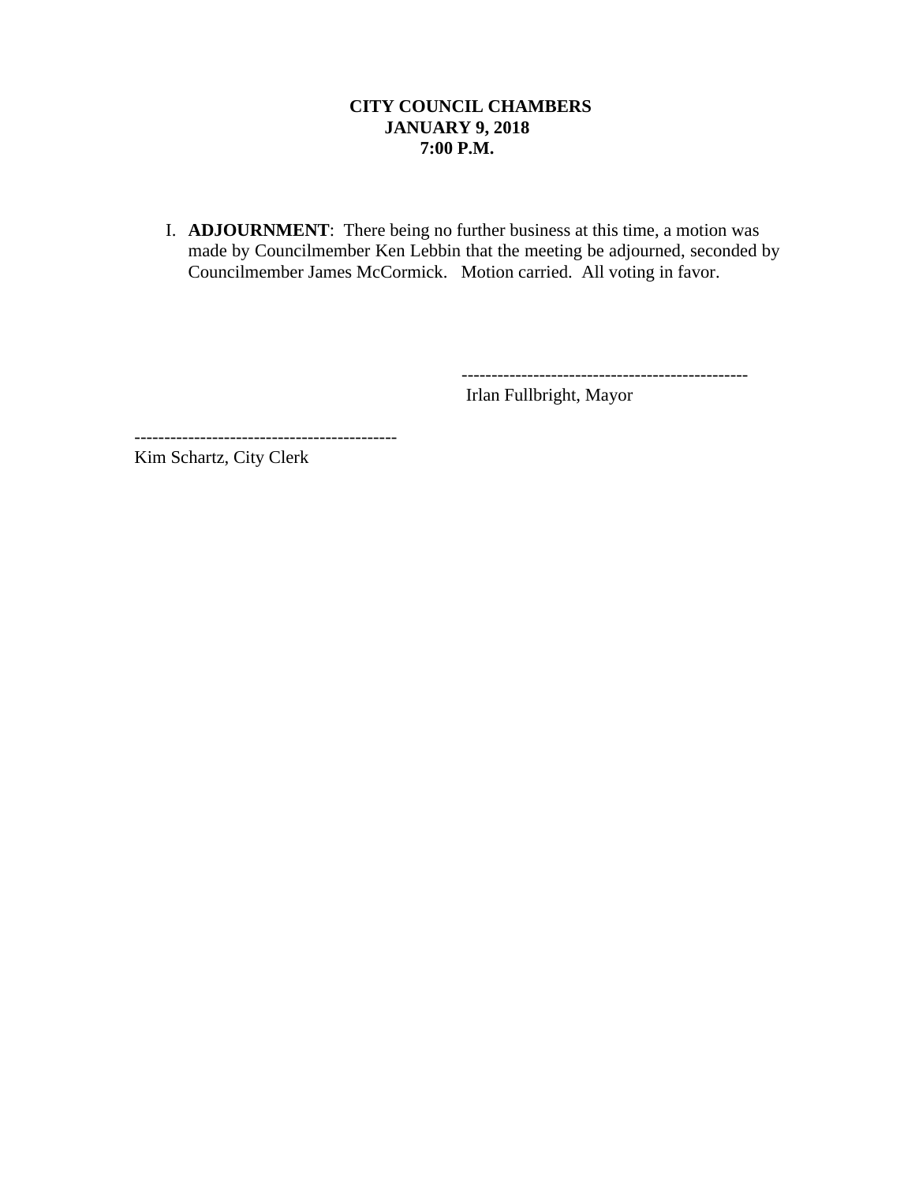**CITY COUNCIL CHAMBERS**
**JANUARY 9, 2018**
**7:00 P.M.**

I. **ADJOURNMENT**: There being no further business at this time, a motion was made by Councilmember Ken Lebbin that the meeting be adjourned, seconded by Councilmember James McCormick. Motion carried. All voting in favor.

------------------------------------------------
Irlan Fullbright, Mayor

--------------------------------------------
Kim Schartz, City Clerk